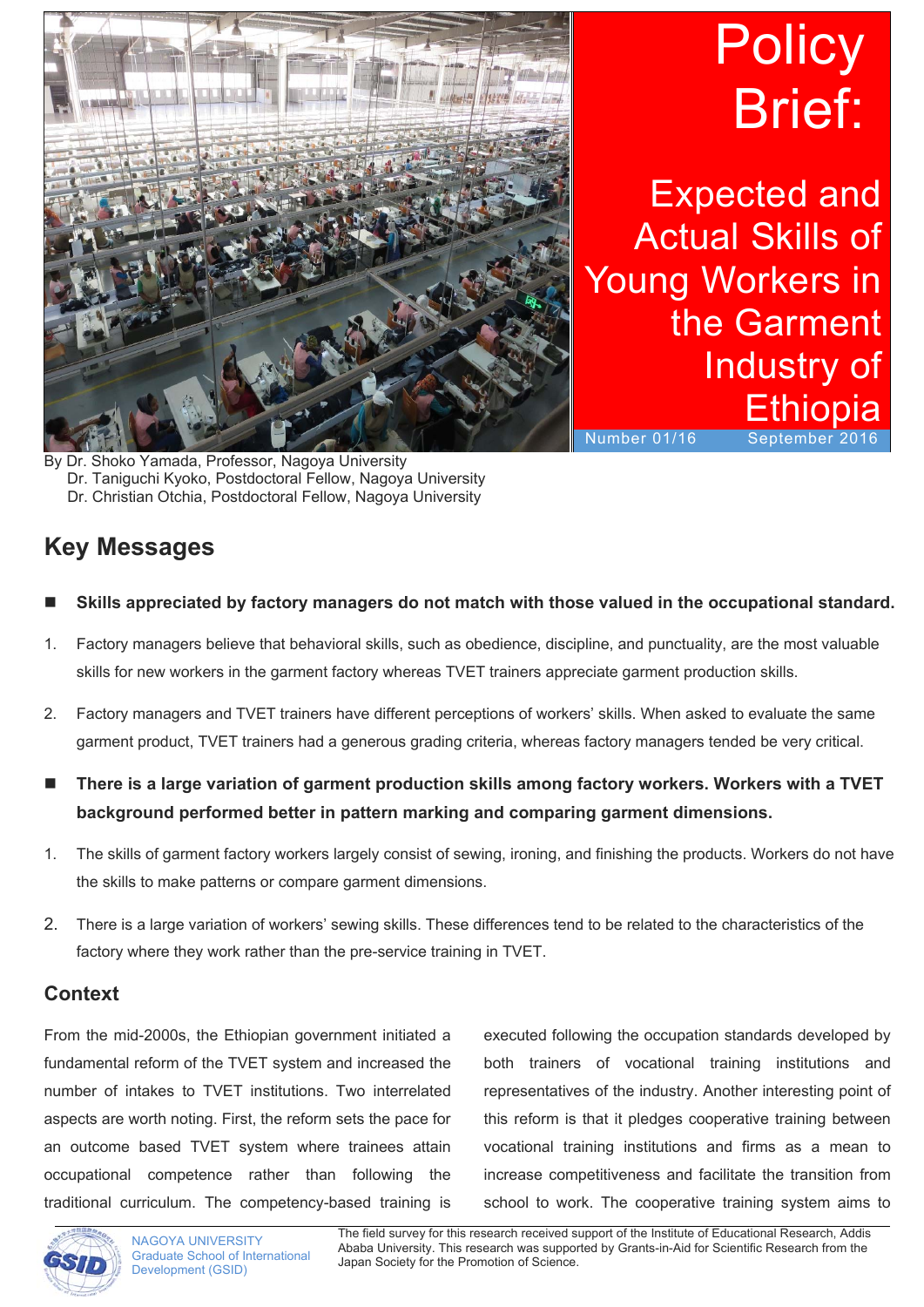# Policy Brief: Expected and Actual Skills of Young Workers in the Garment Industry of Ethiopia

Number 01/16 September 2016

By Dr. Shoko Yamada, Professor, Nagoya University
Dr. Taniguchi Kyoko, Postdoctoral Fellow, Nagoya University
Dr. Christian Otchia, Postdoctoral Fellow, Nagoya University

## Key Messages

- **Skills appreciated by factory managers do not match with those valued in the occupational standard.**

1. Factory managers believe that behavioral skills, such as obedience, discipline, and punctuality, are the most valuable skills for new workers in the garment factory whereas TVET trainers appreciate garment production skills.
2. Factory managers and TVET trainers have different perceptions of workers' skills. When asked to evaluate the same garment product, TVET trainers had a generous grading criteria, whereas factory managers tended be very critical.

- **There is a large variation of garment production skills among factory workers. Workers with a TVET background performed better in pattern marking and comparing garment dimensions.**

1. The skills of garment factory workers largely consist of sewing, ironing, and finishing the products. Workers do not have the skills to make patterns or compare garment dimensions.
2. There is a large variation of workers' sewing skills. These differences tend to be related to the characteristics of the factory where they work rather than the pre-service training in TVET.

## Context

From the mid-2000s, the Ethiopian government initiated a fundamental reform of the TVET system and increased the number of intakes to TVET institutions. Two interrelated aspects are worth noting. First, the reform sets the pace for an outcome based TVET system where trainees attain occupational competence rather than following the traditional curriculum. The competency-based training is executed following the occupation standards developed by both trainers of vocational training institutions and representatives of the industry. Another interesting point of this reform is that it pledges cooperative training between vocational training institutions and firms as a mean to increase competitiveness and facilitate the transition from school to work. The cooperative training system aims to

NAGOYA UNIVERSITY
Graduate School of International Development (GSID)

The field survey for this research received support of the Institute of Educational Research, Addis Ababa University. This research was supported by Grants-in-Aid for Scientific Research from the Japan Society for the Promotion of Science.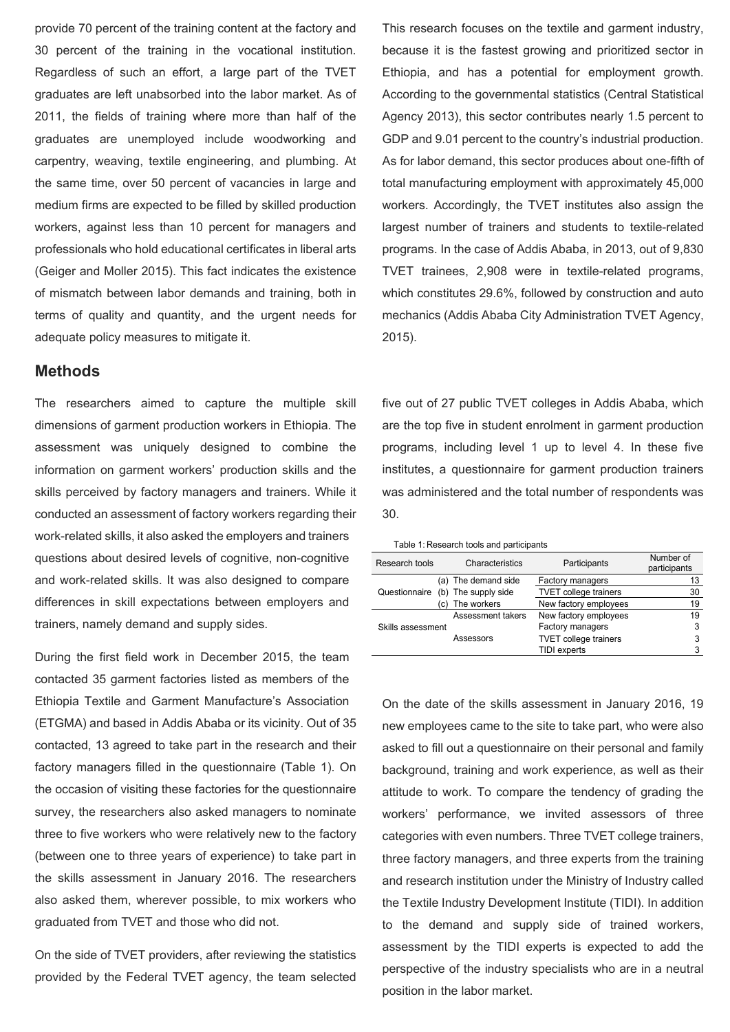provide 70 percent of the training content at the factory and 30 percent of the training in the vocational institution. Regardless of such an effort, a large part of the TVET graduates are left unabsorbed into the labor market. As of 2011, the fields of training where more than half of the graduates are unemployed include woodworking and carpentry, weaving, textile engineering, and plumbing. At the same time, over 50 percent of vacancies in large and medium firms are expected to be filled by skilled production workers, against less than 10 percent for managers and professionals who hold educational certificates in liberal arts (Geiger and Moller 2015). This fact indicates the existence of mismatch between labor demands and training, both in terms of quality and quantity, and the urgent needs for adequate policy measures to mitigate it.

This research focuses on the textile and garment industry, because it is the fastest growing and prioritized sector in Ethiopia, and has a potential for employment growth. According to the governmental statistics (Central Statistical Agency 2013), this sector contributes nearly 1.5 percent to GDP and 9.01 percent to the country's industrial production. As for labor demand, this sector produces about one-fifth of total manufacturing employment with approximately 45,000 workers. Accordingly, the TVET institutes also assign the largest number of trainers and students to textile-related programs. In the case of Addis Ababa, in 2013, out of 9,830 TVET trainees, 2,908 were in textile-related programs, which constitutes 29.6%, followed by construction and auto mechanics (Addis Ababa City Administration TVET Agency, 2015).

## Methods

The researchers aimed to capture the multiple skill dimensions of garment production workers in Ethiopia. The assessment was uniquely designed to combine the information on garment workers' production skills and the skills perceived by factory managers and trainers. While it conducted an assessment of factory workers regarding their work-related skills, it also asked the employers and trainers questions about desired levels of cognitive, non-cognitive and work-related skills. It was also designed to compare differences in skill expectations between employers and trainers, namely demand and supply sides.

During the first field work in December 2015, the team contacted 35 garment factories listed as members of the Ethiopia Textile and Garment Manufacture's Association (ETGMA) and based in Addis Ababa or its vicinity. Out of 35 contacted, 13 agreed to take part in the research and their factory managers filled in the questionnaire (Table 1). On the occasion of visiting these factories for the questionnaire survey, the researchers also asked managers to nominate three to five workers who were relatively new to the factory (between one to three years of experience) to take part in the skills assessment in January 2016. The researchers also asked them, wherever possible, to mix workers who graduated from TVET and those who did not.

On the side of TVET providers, after reviewing the statistics provided by the Federal TVET agency, the team selected five out of 27 public TVET colleges in Addis Ababa, which are the top five in student enrolment in garment production programs, including level 1 up to level 4. In these five institutes, a questionnaire for garment production trainers was administered and the total number of respondents was 30.

Table 1: Research tools and participants

| Research tools | Characteristics | Participants | Number of participants |
|---|---|---|---|
| Questionnaire | (a) The demand side | Factory managers | 13 |
| | (b) The supply side | TVET college trainers | 30 |
| | (c) The workers | New factory employees | 19 |
| Skills assessment | Assessment takers | New factory employees | 19 |
| | Assessors | Factory managers | 3 |
| | | TVET college trainers | 3 |
| | | TIDI experts | 3 |

On the date of the skills assessment in January 2016, 19 new employees came to the site to take part, who were also asked to fill out a questionnaire on their personal and family background, training and work experience, as well as their attitude to work. To compare the tendency of grading the workers' performance, we invited assessors of three categories with even numbers. Three TVET college trainers, three factory managers, and three experts from the training and research institution under the Ministry of Industry called the Textile Industry Development Institute (TIDI). In addition to the demand and supply side of trained workers, assessment by the TIDI experts is expected to add the perspective of the industry specialists who are in a neutral position in the labor market.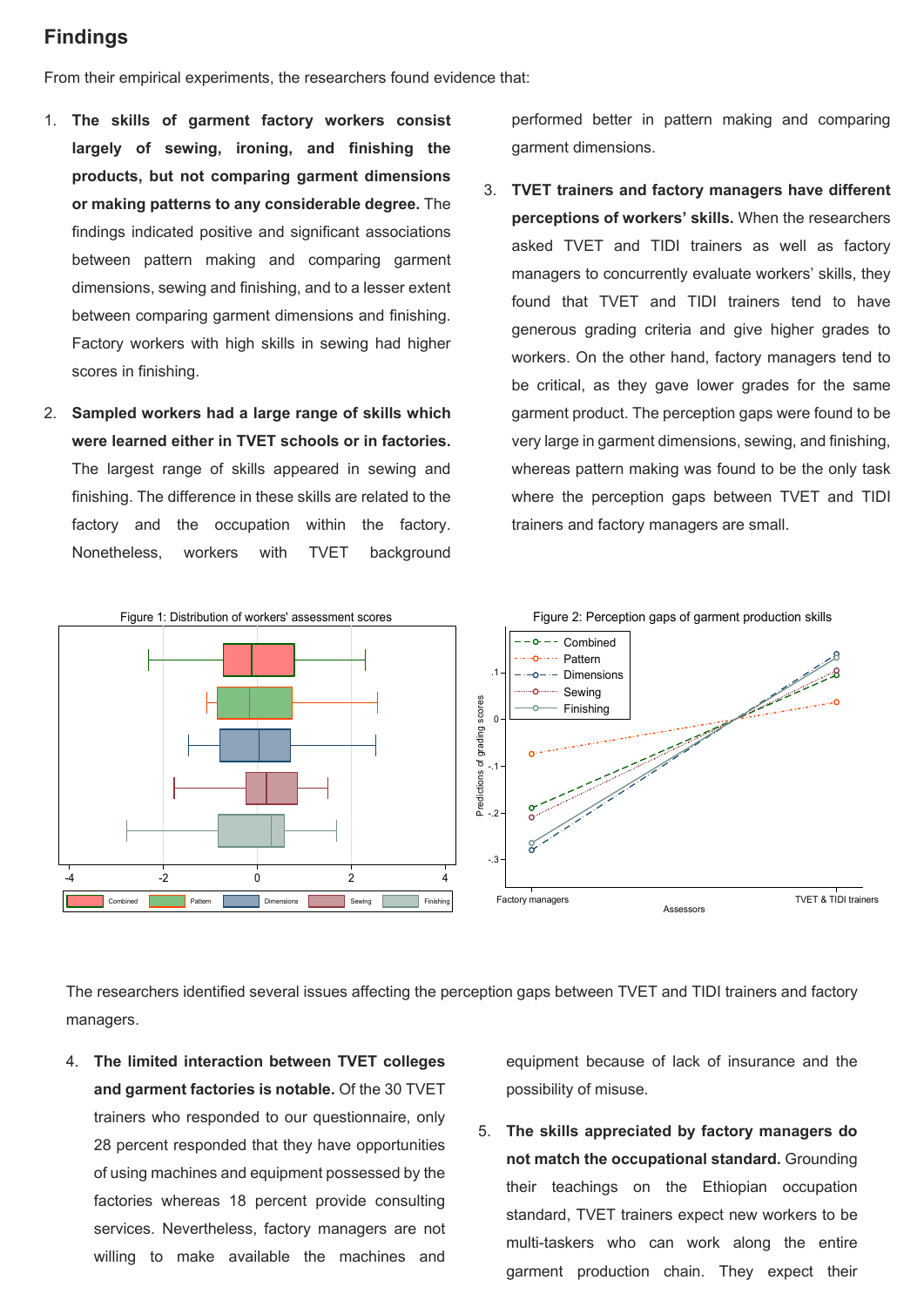## Findings

From their empirical experiments, the researchers found evidence that:

1. **The skills of garment factory workers consist largely of sewing, ironing, and finishing the products, but not comparing garment dimensions or making patterns to any considerable degree.** The findings indicated positive and significant associations between pattern making and comparing garment dimensions, sewing and finishing, and to a lesser extent between comparing garment dimensions and finishing. Factory workers with high skills in sewing had higher scores in finishing.

2. **Sampled workers had a large range of skills which were learned either in TVET schools or in factories.** The largest range of skills appeared in sewing and finishing. The difference in these skills are related to the factory and the occupation within the factory. Nonetheless, workers with TVET background performed better in pattern making and comparing garment dimensions.

3. **TVET trainers and factory managers have different perceptions of workers' skills.** When the researchers asked TVET and TIDI trainers as well as factory managers to concurrently evaluate workers' skills, they found that TVET and TIDI trainers tend to have generous grading criteria and give higher grades to workers. On the other hand, factory managers tend to be critical, as they gave lower grades for the same garment product. The perception gaps were found to be very large in garment dimensions, sewing, and finishing, whereas pattern making was found to be the only task where the perception gaps between TVET and TIDI trainers and factory managers are small.

Figure 1: Distribution of workers' assessment scores

Figure 2: Perception gaps of garment production skills

The researchers identified several issues affecting the perception gaps between TVET and TIDI trainers and factory managers.

4. **The limited interaction between TVET colleges and garment factories is notable.** Of the 30 TVET trainers who responded to our questionnaire, only 28 percent responded that they have opportunities of using machines and equipment possessed by the factories whereas 18 percent provide consulting services. Nevertheless, factory managers are not willing to make available the machines and equipment because of lack of insurance and the possibility of misuse.

5. **The skills appreciated by factory managers do not match the occupational standard.** Grounding their teachings on the Ethiopian occupation standard, TVET trainers expect new workers to be multi-taskers who can work along the entire garment production chain. They expect their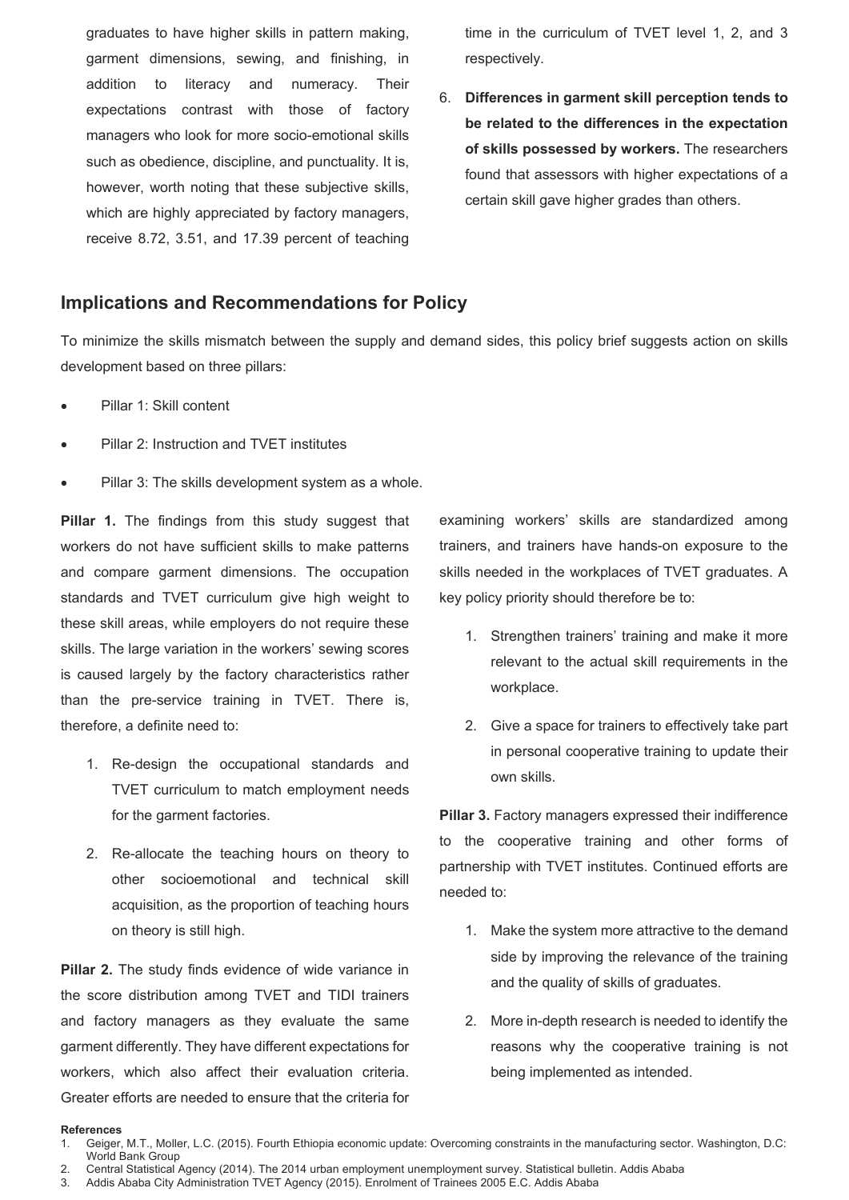graduates to have higher skills in pattern making, garment dimensions, sewing, and finishing, in addition to literacy and numeracy. Their expectations contrast with those of factory managers who look for more socio-emotional skills such as obedience, discipline, and punctuality. It is, however, worth noting that these subjective skills, which are highly appreciated by factory managers, receive 8.72, 3.51, and 17.39 percent of teaching time in the curriculum of TVET level 1, 2, and 3 respectively.

6. **Differences in garment skill perception tends to be related to the differences in the expectation of skills possessed by workers.** The researchers found that assessors with higher expectations of a certain skill gave higher grades than others.

## Implications and Recommendations for Policy

To minimize the skills mismatch between the supply and demand sides, this policy brief suggests action on skills development based on three pillars:

- Pillar 1: Skill content
- Pillar 2: Instruction and TVET institutes
- Pillar 3: The skills development system as a whole.

**Pillar 1.** The findings from this study suggest that workers do not have sufficient skills to make patterns and compare garment dimensions. The occupation standards and TVET curriculum give high weight to these skill areas, while employers do not require these skills. The large variation in the workers' sewing scores is caused largely by the factory characteristics rather than the pre-service training in TVET. There is, therefore, a definite need to:

1. Re-design the occupational standards and TVET curriculum to match employment needs for the garment factories.
2. Re-allocate the teaching hours on theory to other socioemotional and technical skill acquisition, as the proportion of teaching hours on theory is still high.

**Pillar 2.** The study finds evidence of wide variance in the score distribution among TVET and TIDI trainers and factory managers as they evaluate the same garment differently. They have different expectations for workers, which also affect their evaluation criteria. Greater efforts are needed to ensure that the criteria for examining workers' skills are standardized among trainers, and trainers have hands-on exposure to the skills needed in the workplaces of TVET graduates. A key policy priority should therefore be to:

1. Strengthen trainers' training and make it more relevant to the actual skill requirements in the workplace.
2. Give a space for trainers to effectively take part in personal cooperative training to update their own skills.

**Pillar 3.** Factory managers expressed their indifference to the cooperative training and other forms of partnership with TVET institutes. Continued efforts are needed to:

1. Make the system more attractive to the demand side by improving the relevance of the training and the quality of skills of graduates.
2. More in-depth research is needed to identify the reasons why the cooperative training is not being implemented as intended.

**References**

1. Geiger, M.T., Moller, L.C. (2015). Fourth Ethiopia economic update: Overcoming constraints in the manufacturing sector. Washington, D.C: World Bank Group
2. Central Statistical Agency (2014). The 2014 urban employment unemployment survey. Statistical bulletin. Addis Ababa
3. Addis Ababa City Administration TVET Agency (2015). Enrolment of Trainees 2005 E.C. Addis Ababa